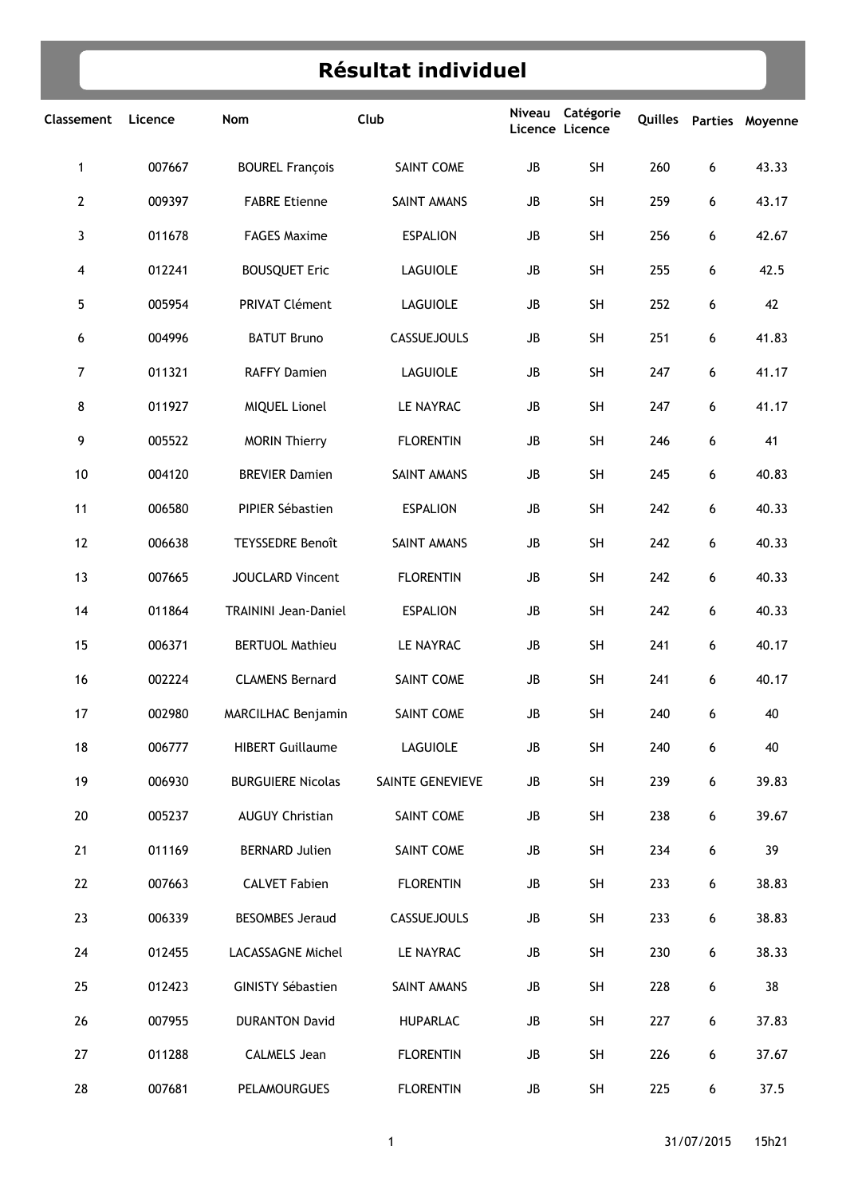# Résultat individuel

| Classement | Licence | Nom | Club | Niveau Licence | Catégorie Licence | Quilles | Parties | Moyenne |
|---|---|---|---|---|---|---|---|---|
| 1 | 007667 | BOUREL François | SAINT COME | JB | SH | 260 | 6 | 43.33 |
| 2 | 009397 | FABRE Etienne | SAINT AMANS | JB | SH | 259 | 6 | 43.17 |
| 3 | 011678 | FAGES Maxime | ESPALION | JB | SH | 256 | 6 | 42.67 |
| 4 | 012241 | BOUSQUET Eric | LAGUIOLE | JB | SH | 255 | 6 | 42.5 |
| 5 | 005954 | PRIVAT Clément | LAGUIOLE | JB | SH | 252 | 6 | 42 |
| 6 | 004996 | BATUT Bruno | CASSUEJOULS | JB | SH | 251 | 6 | 41.83 |
| 7 | 011321 | RAFFY Damien | LAGUIOLE | JB | SH | 247 | 6 | 41.17 |
| 8 | 011927 | MIQUEL Lionel | LE NAYRAC | JB | SH | 247 | 6 | 41.17 |
| 9 | 005522 | MORIN Thierry | FLORENTIN | JB | SH | 246 | 6 | 41 |
| 10 | 004120 | BREVIER Damien | SAINT AMANS | JB | SH | 245 | 6 | 40.83 |
| 11 | 006580 | PIPIER Sébastien | ESPALION | JB | SH | 242 | 6 | 40.33 |
| 12 | 006638 | TEYSSEDRE Benoît | SAINT AMANS | JB | SH | 242 | 6 | 40.33 |
| 13 | 007665 | JOUCLARD Vincent | FLORENTIN | JB | SH | 242 | 6 | 40.33 |
| 14 | 011864 | TRAININI Jean-Daniel | ESPALION | JB | SH | 242 | 6 | 40.33 |
| 15 | 006371 | BERTUOL Mathieu | LE NAYRAC | JB | SH | 241 | 6 | 40.17 |
| 16 | 002224 | CLAMENS Bernard | SAINT COME | JB | SH | 241 | 6 | 40.17 |
| 17 | 002980 | MARCILHAC Benjamin | SAINT COME | JB | SH | 240 | 6 | 40 |
| 18 | 006777 | HIBERT Guillaume | LAGUIOLE | JB | SH | 240 | 6 | 40 |
| 19 | 006930 | BURGUIERE Nicolas | SAINTE GENEVIEVE | JB | SH | 239 | 6 | 39.83 |
| 20 | 005237 | AUGUY Christian | SAINT COME | JB | SH | 238 | 6 | 39.67 |
| 21 | 011169 | BERNARD Julien | SAINT COME | JB | SH | 234 | 6 | 39 |
| 22 | 007663 | CALVET Fabien | FLORENTIN | JB | SH | 233 | 6 | 38.83 |
| 23 | 006339 | BESOMBES Jeraud | CASSUEJOULS | JB | SH | 233 | 6 | 38.83 |
| 24 | 012455 | LACASSAGNE Michel | LE NAYRAC | JB | SH | 230 | 6 | 38.33 |
| 25 | 012423 | GINISTY Sébastien | SAINT AMANS | JB | SH | 228 | 6 | 38 |
| 26 | 007955 | DURANTON David | HUPARLAC | JB | SH | 227 | 6 | 37.83 |
| 27 | 011288 | CALMELS Jean | FLORENTIN | JB | SH | 226 | 6 | 37.67 |
| 28 | 007681 | PELAMOURGUES | FLORENTIN | JB | SH | 225 | 6 | 37.5 |

31/07/2015 15h21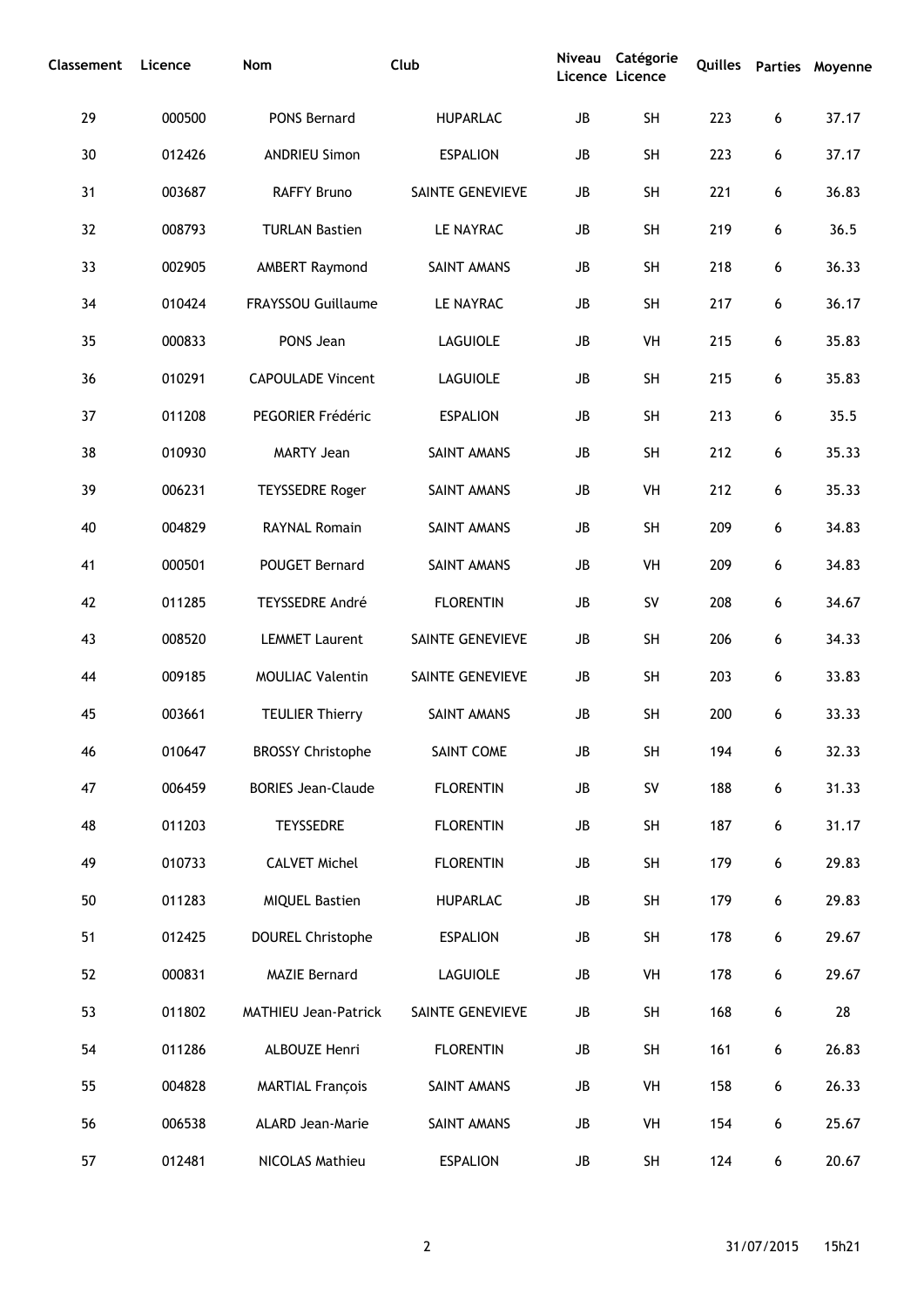| Classement | Licence | Nom | Club | Niveau Licence | Catégorie Licence | Quilles | Parties | Moyenne |
| --- | --- | --- | --- | --- | --- | --- | --- | --- |
| 29 | 000500 | PONS Bernard | HUPARLAC | JB | SH | 223 | 6 | 37.17 |
| 30 | 012426 | ANDRIEU Simon | ESPALION | JB | SH | 223 | 6 | 37.17 |
| 31 | 003687 | RAFFY Bruno | SAINTE GENEVIEVE | JB | SH | 221 | 6 | 36.83 |
| 32 | 008793 | TURLAN Bastien | LE NAYRAC | JB | SH | 219 | 6 | 36.5 |
| 33 | 002905 | AMBERT Raymond | SAINT AMANS | JB | SH | 218 | 6 | 36.33 |
| 34 | 010424 | FRAYSSOU Guillaume | LE NAYRAC | JB | SH | 217 | 6 | 36.17 |
| 35 | 000833 | PONS Jean | LAGUIOLE | JB | VH | 215 | 6 | 35.83 |
| 36 | 010291 | CAPOULADE Vincent | LAGUIOLE | JB | SH | 215 | 6 | 35.83 |
| 37 | 011208 | PEGORIER Frédéric | ESPALION | JB | SH | 213 | 6 | 35.5 |
| 38 | 010930 | MARTY Jean | SAINT AMANS | JB | SH | 212 | 6 | 35.33 |
| 39 | 006231 | TEYSSEDRE Roger | SAINT AMANS | JB | VH | 212 | 6 | 35.33 |
| 40 | 004829 | RAYNAL Romain | SAINT AMANS | JB | SH | 209 | 6 | 34.83 |
| 41 | 000501 | POUGET Bernard | SAINT AMANS | JB | VH | 209 | 6 | 34.83 |
| 42 | 011285 | TEYSSEDRE André | FLORENTIN | JB | SV | 208 | 6 | 34.67 |
| 43 | 008520 | LEMMET Laurent | SAINTE GENEVIEVE | JB | SH | 206 | 6 | 34.33 |
| 44 | 009185 | MOULIAC Valentin | SAINTE GENEVIEVE | JB | SH | 203 | 6 | 33.83 |
| 45 | 003661 | TEULIER Thierry | SAINT AMANS | JB | SH | 200 | 6 | 33.33 |
| 46 | 010647 | BROSSY Christophe | SAINT COME | JB | SH | 194 | 6 | 32.33 |
| 47 | 006459 | BORIES Jean-Claude | FLORENTIN | JB | SV | 188 | 6 | 31.33 |
| 48 | 011203 | TEYSSEDRE | FLORENTIN | JB | SH | 187 | 6 | 31.17 |
| 49 | 010733 | CALVET Michel | FLORENTIN | JB | SH | 179 | 6 | 29.83 |
| 50 | 011283 | MIQUEL Bastien | HUPARLAC | JB | SH | 179 | 6 | 29.83 |
| 51 | 012425 | DOUREL Christophe | ESPALION | JB | SH | 178 | 6 | 29.67 |
| 52 | 000831 | MAZIE Bernard | LAGUIOLE | JB | VH | 178 | 6 | 29.67 |
| 53 | 011802 | MATHIEU Jean-Patrick | SAINTE GENEVIEVE | JB | SH | 168 | 6 | 28 |
| 54 | 011286 | ALBOUZE Henri | FLORENTIN | JB | SH | 161 | 6 | 26.83 |
| 55 | 004828 | MARTIAL François | SAINT AMANS | JB | VH | 158 | 6 | 26.33 |
| 56 | 006538 | ALARD Jean-Marie | SAINT AMANS | JB | VH | 154 | 6 | 25.67 |
| 57 | 012481 | NICOLAS Mathieu | ESPALION | JB | SH | 124 | 6 | 20.67 |

31/07/2015 15h21